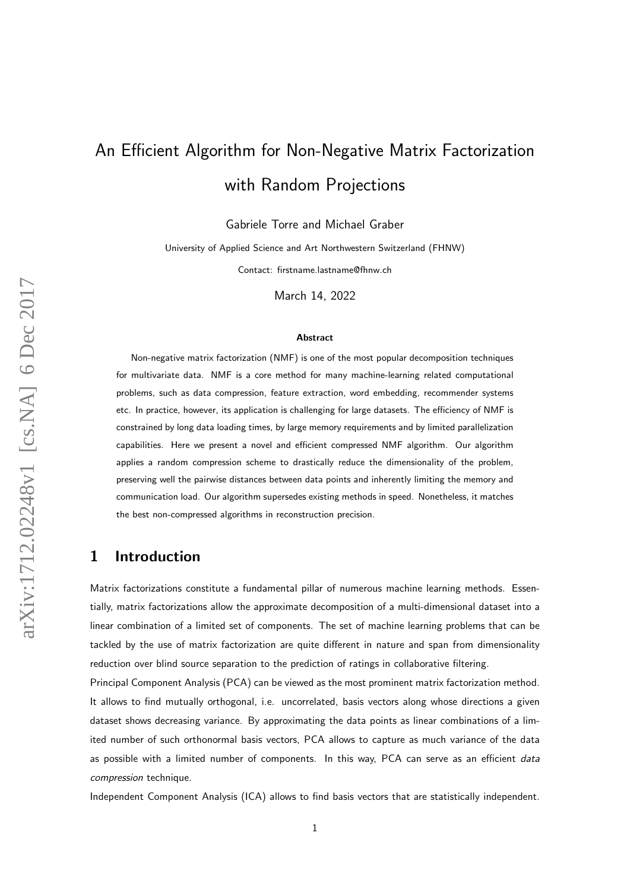# An Efficient Algorithm for Non-Negative Matrix Factorization with Random Projections

Gabriele Torre and Michael Graber

University of Applied Science and Art Northwestern Switzerland (FHNW)

Contact: firstname.lastname@fhnw.ch

March 14, 2022

### Abstract

Non-negative matrix factorization (NMF) is one of the most popular decomposition techniques for multivariate data. NMF is a core method for many machine-learning related computational problems, such as data compression, feature extraction, word embedding, recommender systems etc. In practice, however, its application is challenging for large datasets. The efficiency of NMF is constrained by long data loading times, by large memory requirements and by limited parallelization capabilities. Here we present a novel and efficient compressed NMF algorithm. Our algorithm applies a random compression scheme to drastically reduce the dimensionality of the problem, preserving well the pairwise distances between data points and inherently limiting the memory and communication load. Our algorithm supersedes existing methods in speed. Nonetheless, it matches the best non-compressed algorithms in reconstruction precision.

## 1 Introduction

Matrix factorizations constitute a fundamental pillar of numerous machine learning methods. Essentially, matrix factorizations allow the approximate decomposition of a multi-dimensional dataset into a linear combination of a limited set of components. The set of machine learning problems that can be tackled by the use of matrix factorization are quite different in nature and span from dimensionality reduction over blind source separation to the prediction of ratings in collaborative filtering.

Principal Component Analysis (PCA) can be viewed as the most prominent matrix factorization method. It allows to find mutually orthogonal, i.e. uncorrelated, basis vectors along whose directions a given dataset shows decreasing variance. By approximating the data points as linear combinations of a limited number of such orthonormal basis vectors, PCA allows to capture as much variance of the data as possible with a limited number of components. In this way, PCA can serve as an efficient *data compression* technique.

Independent Component Analysis (ICA) allows to find basis vectors that are statistically independent.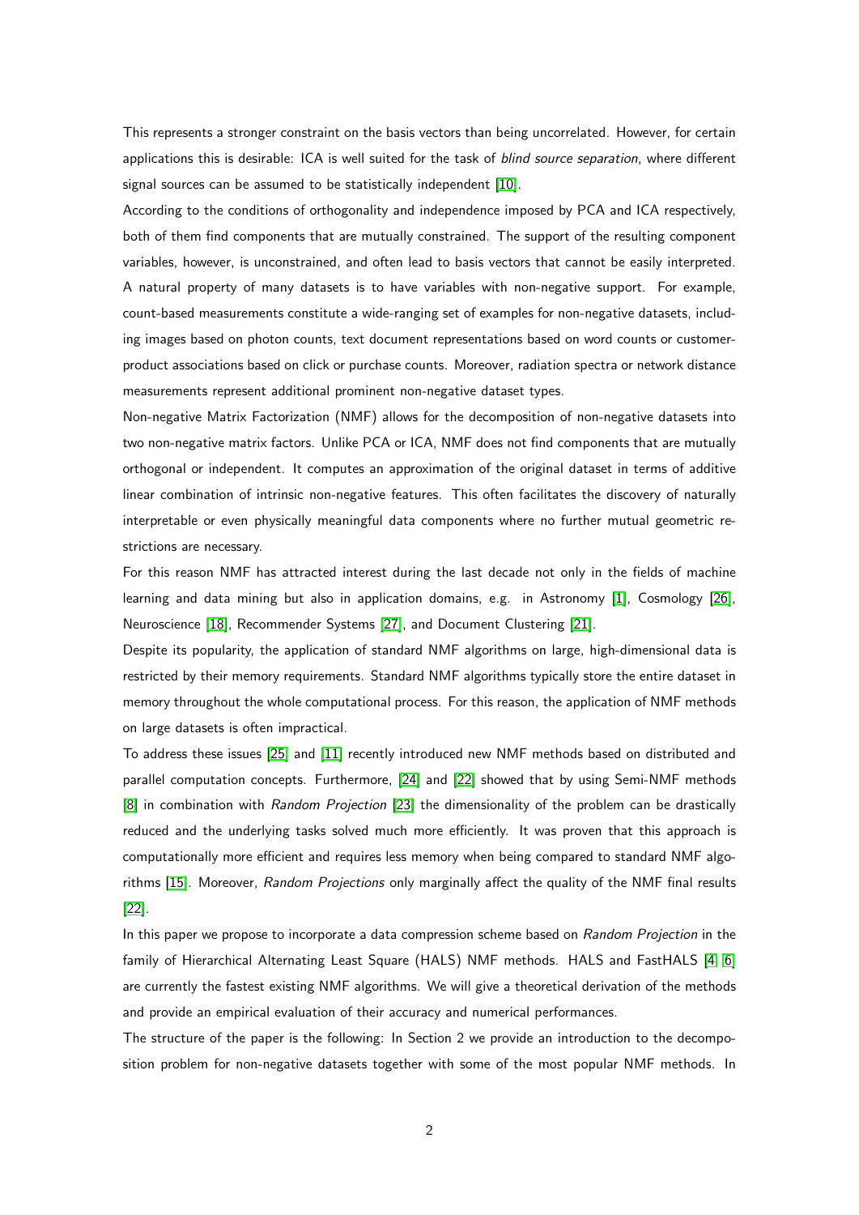This represents a stronger constraint on the basis vectors than being uncorrelated. However, for certain applications this is desirable: ICA is well suited for the task of *blind source separation*, where different signal sources can be assumed to be statistically independent [10].

According to the conditions of orthogonality and independence imposed by PCA and ICA respectively, both of them find components that are mutually constrained. The support of the resulting component variables, however, is unconstrained, and often lead to basis vectors that cannot be easily interpreted. A natural property of many datasets is to have variables with non-negative support. For example, count-based measurements constitute a wide-ranging set of examples for non-negative datasets, including images based on photon counts, text document representations based on word counts or customer-product associations based on click or purchase counts. Moreover, radiation spectra or network distance measurements represent additional prominent non-negative dataset types.

Non-negative Matrix Factorization (NMF) allows for the decomposition of non-negative datasets into two non-negative matrix factors. Unlike PCA or ICA, NMF does not find components that are mutually orthogonal or independent. It computes an approximation of the original dataset in terms of additive linear combination of intrinsic non-negative features. This often facilitates the discovery of naturally interpretable or even physically meaningful data components where no further mutual geometric restrictions are necessary.

For this reason NMF has attracted interest during the last decade not only in the fields of machine learning and data mining but also in application domains, e.g. in Astronomy [1], Cosmology [26], Neuroscience [18], Recommender Systems [27], and Document Clustering [21].

Despite its popularity, the application of standard NMF algorithms on large, high-dimensional data is restricted by their memory requirements. Standard NMF algorithms typically store the entire dataset in memory throughout the whole computational process. For this reason, the application of NMF methods on large datasets is often impractical.

To address these issues [25] and [11] recently introduced new NMF methods based on distributed and parallel computation concepts. Furthermore, [24] and [22] showed that by using Semi-NMF methods [8] in combination with *Random Projection* [23] the dimensionality of the problem can be drastically reduced and the underlying tasks solved much more efficiently. It was proven that this approach is computationally more efficient and requires less memory when being compared to standard NMF algorithms [15]. Moreover, *Random Projections* only marginally affect the quality of the NMF final results [22].

In this paper we propose to incorporate a data compression scheme based on *Random Projection* in the family of Hierarchical Alternating Least Square (HALS) NMF methods. HALS and FastHALS [4, 6] are currently the fastest existing NMF algorithms. We will give a theoretical derivation of the methods and provide an empirical evaluation of their accuracy and numerical performances.

The structure of the paper is the following: In Section 2 we provide an introduction to the decomposition problem for non-negative datasets together with some of the most popular NMF methods. In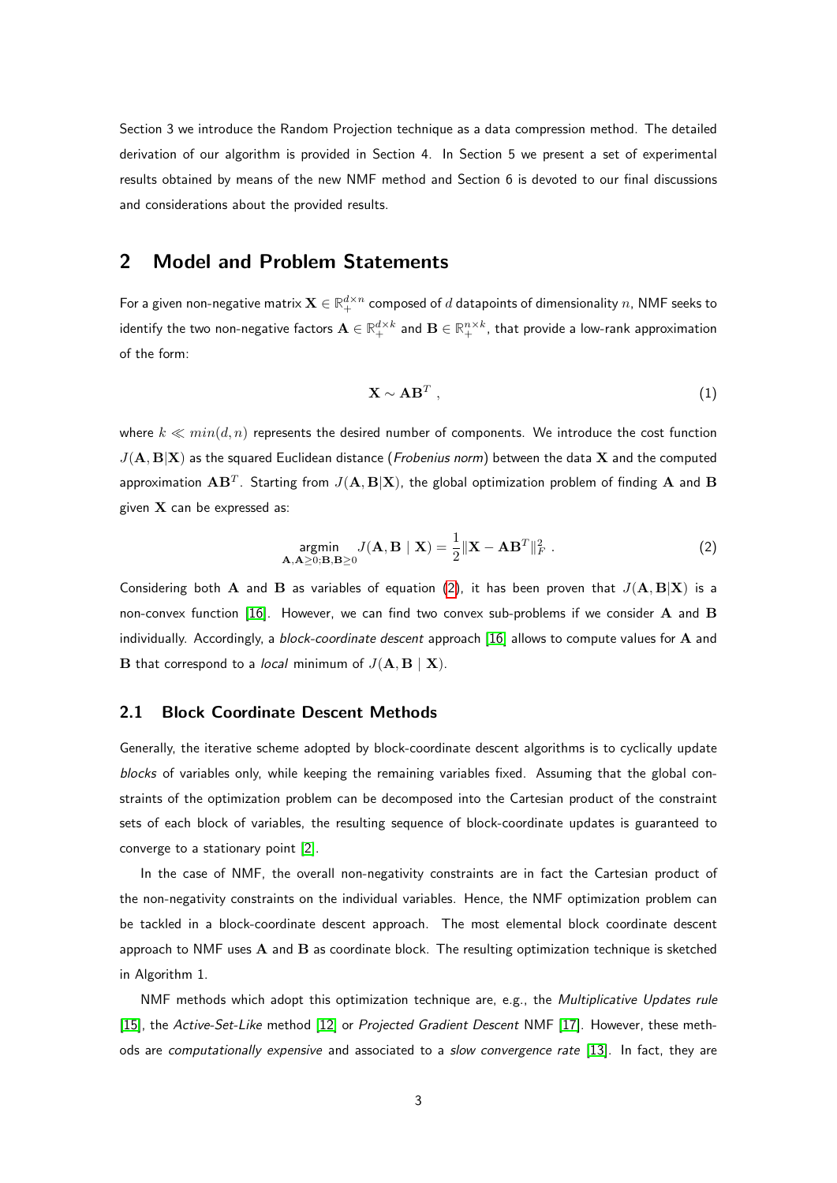Section 3 we introduce the Random Projection technique as a data compression method. The detailed derivation of our algorithm is provided in Section 4. In Section 5 we present a set of experimental results obtained by means of the new NMF method and Section 6 is devoted to our final discussions and considerations about the provided results.

## 2 Model and Problem Statements

For a given non-negative matrix $\mathbf{X} \in \mathbb{R}_+^{d \times n}$ composed of $d$ datapoints of dimensionality $n$, NMF seeks to identify the two non-negative factors $\mathbf{A} \in \mathbb{R}_+^{d \times k}$ and $\mathbf{B} \in \mathbb{R}_+^{n \times k}$, that provide a low-rank approximation of the form:

$$\mathbf{X} \sim \mathbf{A}\mathbf{B}^T \ , \tag{1}$$

where $k \ll min(d, n)$ represents the desired number of components. We introduce the cost function $J(\mathbf{A}, \mathbf{B}|\mathbf{X})$ as the squared Euclidean distance (*Frobenius norm*) between the data $\mathbf{X}$ and the computed approximation $\mathbf{A}\mathbf{B}^T$. Starting from $J(\mathbf{A}, \mathbf{B}|\mathbf{X})$, the global optimization problem of finding $\mathbf{A}$ and $\mathbf{B}$ given $\mathbf{X}$ can be expressed as:

$$\underset{\mathbf{A}, \mathbf{A} \geq 0; \mathbf{B}, \mathbf{B} \geq 0}{\text{argmin}} \ J(\mathbf{A}, \mathbf{B} \mid \mathbf{X}) = \frac{1}{2} \|\mathbf{X} - \mathbf{A}\mathbf{B}^T\|_F^2 \ . \tag{2}$$

Considering both $\mathbf{A}$ and $\mathbf{B}$ as variables of equation (2), it has been proven that $J(\mathbf{A}, \mathbf{B}|\mathbf{X})$ is a non-convex function [16]. However, we can find two convex sub-problems if we consider $\mathbf{A}$ and $\mathbf{B}$ individually. Accordingly, a *block-coordinate descent* approach [16] allows to compute values for $\mathbf{A}$ and $\mathbf{B}$ that correspond to a *local* minimum of $J(\mathbf{A}, \mathbf{B} \mid \mathbf{X})$.

### 2.1 Block Coordinate Descent Methods

Generally, the iterative scheme adopted by block-coordinate descent algorithms is to cyclically update *blocks* of variables only, while keeping the remaining variables fixed. Assuming that the global constraints of the optimization problem can be decomposed into the Cartesian product of the constraint sets of each block of variables, the resulting sequence of block-coordinate updates is guaranteed to converge to a stationary point [2].

In the case of NMF, the overall non-negativity constraints are in fact the Cartesian product of the non-negativity constraints on the individual variables. Hence, the NMF optimization problem can be tackled in a block-coordinate descent approach. The most elemental block coordinate descent approach to NMF uses $\mathbf{A}$ and $\mathbf{B}$ as coordinate block. The resulting optimization technique is sketched in Algorithm 1.

NMF methods which adopt this optimization technique are, e.g., the *Multiplicative Updates rule* [15], the *Active-Set-Like* method [12] or *Projected Gradient Descent* NMF [17]. However, these methods are *computationally expensive* and associated to a *slow convergence rate* [13]. In fact, they are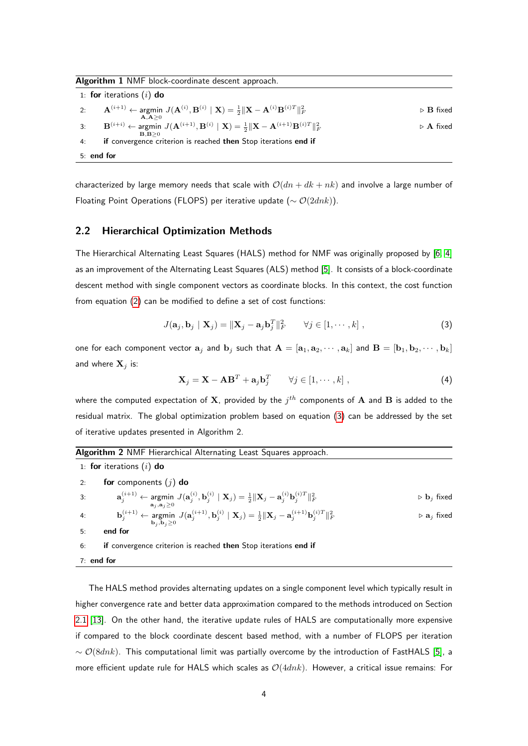**Algorithm 1** NMF block-coordinate descent approach.

1: **for** iterations $(i)$ **do**

2: $\quad \mathbf{A}^{(i+1)} \leftarrow \underset{\mathbf{A},\mathbf{A}\geq 0}{\text{argmin}}\ J(\mathbf{A}^{(i)}, \mathbf{B}^{(i)} \mid \mathbf{X}) = \frac{1}{2}\|\mathbf{X} - \mathbf{A}^{(i)}\mathbf{B}^{(i)T}\|_F^2$ $\quad \triangleright$ $\mathbf{B}$ fixed

3: $\quad \mathbf{B}^{(i+i)} \leftarrow \underset{\mathbf{B},\mathbf{B}\geq 0}{\text{argmin}}\ J(\mathbf{A}^{(i+1)}, \mathbf{B}^{(i)} \mid \mathbf{X}) = \frac{1}{2}\|\mathbf{X} - \mathbf{A}^{(i+1)}\mathbf{B}^{(i)T}\|_F^2$ $\quad \triangleright$ $\mathbf{A}$ fixed

4: $\quad$ **if** convergence criterion is reached **then** Stop iterations **end if**

5: **end for**

characterized by large memory needs that scale with $\mathcal{O}(dn + dk + nk)$ and involve a large number of Floating Point Operations (FLOPS) per iterative update ($\sim \mathcal{O}(2dnk)$).

## 2.2 Hierarchical Optimization Methods

The Hierarchical Alternating Least Squares (HALS) method for NMF was originally proposed by [6, 4] as an improvement of the Alternating Least Squares (ALS) method [5]. It consists of a block-coordinate descent method with single component vectors as coordinate blocks. In this context, the cost function from equation (2) can be modified to define a set of cost functions:

$$J(\mathbf{a}_j, \mathbf{b}_j \mid \mathbf{X}_j) = \|\mathbf{X}_j - \mathbf{a}_j\mathbf{b}_j^T\|_F^2 \qquad \forall j \in [1, \cdots, k] \ , \tag{3}$$

one for each component vector $\mathbf{a}_j$ and $\mathbf{b}_j$ such that $\mathbf{A} = [\mathbf{a}_1, \mathbf{a}_2, \cdots, \mathbf{a}_k]$ and $\mathbf{B} = [\mathbf{b}_1, \mathbf{b}_2, \cdots, \mathbf{b}_k]$ and where $\mathbf{X}_j$ is:

$$\mathbf{X}_j = \mathbf{X} - \mathbf{A}\mathbf{B}^T + \mathbf{a}_j\mathbf{b}_j^T \qquad \forall j \in [1, \cdots, k] \ , \tag{4}$$

where the computed expectation of $\mathbf{X}$, provided by the $j^{th}$ components of $\mathbf{A}$ and $\mathbf{B}$ is added to the residual matrix. The global optimization problem based on equation (3) can be addressed by the set of iterative updates presented in Algorithm 2.

**Algorithm 2** NMF Hierarchical Alternating Least Squares approach.

1: **for** iterations $(i)$ **do**

2: $\quad$ **for** components $(j)$ **do**

3: $\quad\quad \mathbf{a}_j^{(i+1)} \leftarrow \underset{\mathbf{a}_j,\mathbf{a}_j\geq 0}{\text{argmin}}\ J(\mathbf{a}_j^{(i)}, \mathbf{b}_j^{(i)} \mid \mathbf{X}_j) = \frac{1}{2}\|\mathbf{X}_j - \mathbf{a}_j^{(i)}\mathbf{b}_j^{(i)T}\|_F^2$ $\quad \triangleright$ $\mathbf{b}_j$ fixed

4: $\quad\quad \mathbf{b}_j^{(i+1)} \leftarrow \underset{\mathbf{b}_j,\mathbf{b}_j\geq 0}{\text{argmin}}\ J(\mathbf{a}_j^{(i+1)}, \mathbf{b}_j^{(i)} \mid \mathbf{X}_j) = \frac{1}{2}\|\mathbf{X}_j - \mathbf{a}_j^{(i+1)}\mathbf{b}_j^{(i)T}\|_F^2$ $\quad \triangleright$ $\mathbf{a}_j$ fixed

5: $\quad$ **end for**

6: $\quad$ **if** convergence criterion is reached **then** Stop iterations **end if**

7: **end for**

The HALS method provides alternating updates on a single component level which typically result in higher convergence rate and better data approximation compared to the methods introduced on Section 2.1 [13]. On the other hand, the iterative update rules of HALS are computationally more expensive if compared to the block coordinate descent based method, with a number of FLOPS per iteration $\sim \mathcal{O}(8dnk)$. This computational limit was partially overcome by the introduction of FastHALS [5], a more efficient update rule for HALS which scales as $\mathcal{O}(4dnk)$. However, a critical issue remains: For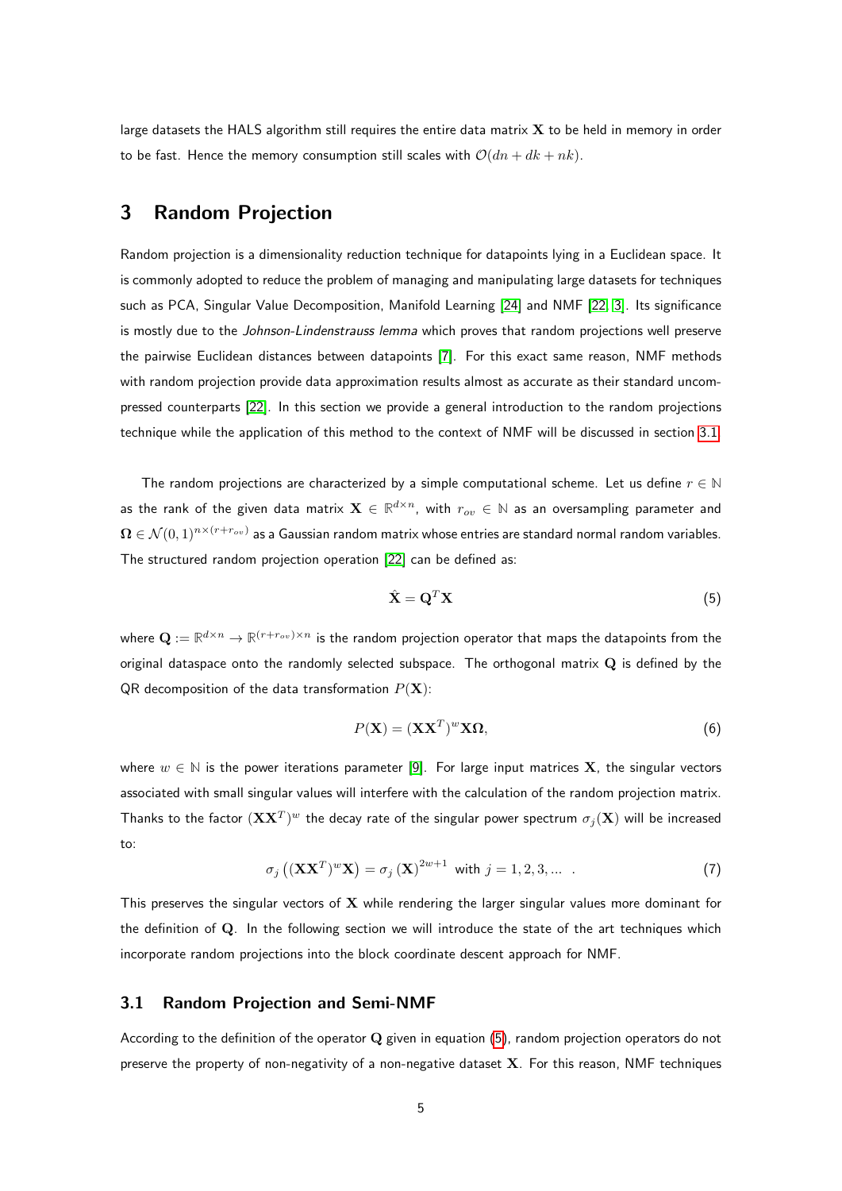large datasets the HALS algorithm still requires the entire data matrix $\mathbf{X}$ to be held in memory in order to be fast. Hence the memory consumption still scales with $\mathcal{O}(dn + dk + nk)$.

## 3 Random Projection

Random projection is a dimensionality reduction technique for datapoints lying in a Euclidean space. It is commonly adopted to reduce the problem of managing and manipulating large datasets for techniques such as PCA, Singular Value Decomposition, Manifold Learning [24] and NMF [22, 3]. Its significance is mostly due to the *Johnson-Lindenstrauss lemma* which proves that random projections well preserve the pairwise Euclidean distances between datapoints [7]. For this exact same reason, NMF methods with random projection provide data approximation results almost as accurate as their standard uncompressed counterparts [22]. In this section we provide a general introduction to the random projections technique while the application of this method to the context of NMF will be discussed in section 3.1.

The random projections are characterized by a simple computational scheme. Let us define $r \in \mathbb{N}$ as the rank of the given data matrix $\mathbf{X} \in \mathbb{R}^{d \times n}$, with $r_{ov} \in \mathbb{N}$ as an oversampling parameter and $\mathbf{\Omega} \in \mathcal{N}(0,1)^{n \times (r + r_{ov})}$ as a Gaussian random matrix whose entries are standard normal random variables. The structured random projection operation [22] can be defined as:

$$\hat{\mathbf{X}} = \mathbf{Q}^T \mathbf{X} \tag{5}$$

where $\mathbf{Q} := \mathbb{R}^{d \times n} \rightarrow \mathbb{R}^{(r + r_{ov}) \times n}$ is the random projection operator that maps the datapoints from the original dataspace onto the randomly selected subspace. The orthogonal matrix $\mathbf{Q}$ is defined by the QR decomposition of the data transformation $P(\mathbf{X})$:

$$P(\mathbf{X}) = (\mathbf{X}\mathbf{X}^T)^w \mathbf{X} \mathbf{\Omega}, \tag{6}$$

where $w \in \mathbb{N}$ is the power iterations parameter [9]. For large input matrices $\mathbf{X}$, the singular vectors associated with small singular values will interfere with the calculation of the random projection matrix. Thanks to the factor $(\mathbf{X}\mathbf{X}^T)^w$ the decay rate of the singular power spectrum $\sigma_j(\mathbf{X})$ will be increased to:

$$\sigma_j\left((\mathbf{X}\mathbf{X}^T)^w \mathbf{X}\right) = \sigma_j\left(\mathbf{X}\right)^{2w+1} \text{ with } j = 1, 2, 3, \ldots \quad . \tag{7}$$

This preserves the singular vectors of $\mathbf{X}$ while rendering the larger singular values more dominant for the definition of $\mathbf{Q}$. In the following section we will introduce the state of the art techniques which incorporate random projections into the block coordinate descent approach for NMF.

### 3.1 Random Projection and Semi-NMF

According to the definition of the operator $\mathbf{Q}$ given in equation (5), random projection operators do not preserve the property of non-negativity of a non-negative dataset $\mathbf{X}$. For this reason, NMF techniques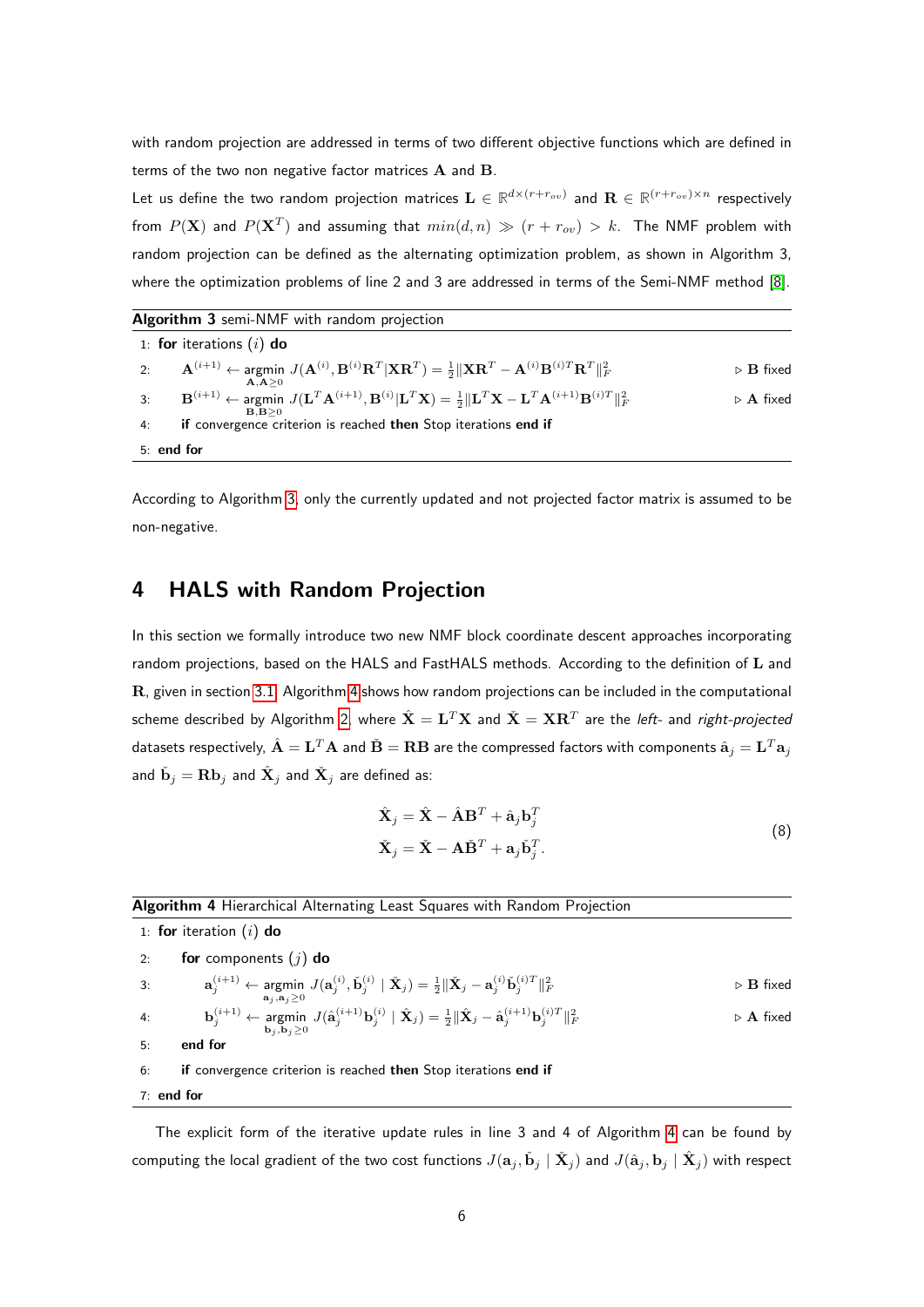with random projection are addressed in terms of two different objective functions which are defined in terms of the two non negative factor matrices $\mathbf{A}$ and $\mathbf{B}$.

Let us define the two random projection matrices $\mathbf{L} \in \mathbb{R}^{d\times(r+r_{ov})}$ and $\mathbf{R} \in \mathbb{R}^{(r+r_{ov})\times n}$ respectively from $P(\mathbf{X})$ and $P(\mathbf{X}^T)$ and assuming that $min(d,n) \gg (r+r_{ov}) > k$. The NMF problem with random projection can be defined as the alternating optimization problem, as shown in Algorithm 3, where the optimization problems of line 2 and 3 are addressed in terms of the Semi-NMF method [8].

**Algorithm 3** semi-NMF with random projection

1: **for** iterations $(i)$ **do**

2: $\quad \mathbf{A}^{(i+1)} \leftarrow \underset{\mathbf{A},\mathbf{A}\geq 0}{\text{argmin}}\ J(\mathbf{A}^{(i)}, \mathbf{B}^{(i)}\mathbf{R}^T | \mathbf{X}\mathbf{R}^T) = \frac{1}{2}\|\mathbf{X}\mathbf{R}^T - \mathbf{A}^{(i)}\mathbf{B}^{(i)T}\mathbf{R}^T\|_F^2$ $\quad \triangleright$ $\mathbf{B}$ fixed

3: $\quad \mathbf{B}^{(i+1)} \leftarrow \underset{\mathbf{B},\mathbf{B}\geq 0}{\text{argmin}}\ J(\mathbf{L}^T\mathbf{A}^{(i+1)}, \mathbf{B}^{(i)} | \mathbf{L}^T\mathbf{X}) = \frac{1}{2}\|\mathbf{L}^T\mathbf{X} - \mathbf{L}^T\mathbf{A}^{(i+1)}\mathbf{B}^{(i)T}\|_F^2$ $\quad \triangleright$ $\mathbf{A}$ fixed

4: $\quad$ **if** convergence criterion is reached **then** Stop iterations **end if**

5: **end for**

According to Algorithm 3, only the currently updated and not projected factor matrix is assumed to be non-negative.

# 4 HALS with Random Projection

In this section we formally introduce two new NMF block coordinate descent approaches incorporating random projections, based on the HALS and FastHALS methods. According to the definition of $\mathbf{L}$ and $\mathbf{R}$, given in section 3.1, Algorithm 4 shows how random projections can be included in the computational scheme described by Algorithm 2, where $\hat{\mathbf{X}} = \mathbf{L}^T\mathbf{X}$ and $\check{\mathbf{X}} = \mathbf{X}\mathbf{R}^T$ are the *left*- and *right-projected* datasets respectively, $\hat{\mathbf{A}} = \mathbf{L}^T\mathbf{A}$ and $\check{\mathbf{B}} = \mathbf{R}\mathbf{B}$ are the compressed factors with components $\hat{\mathbf{a}}_j = \mathbf{L}^T\mathbf{a}_j$ and $\check{\mathbf{b}}_j = \mathbf{R}\mathbf{b}_j$ and $\hat{\mathbf{X}}_j$ and $\check{\mathbf{X}}_j$ are defined as:

$$
\begin{aligned}
\hat{\mathbf{X}}_j &= \hat{\mathbf{X}} - \hat{\mathbf{A}}\mathbf{B}^T + \hat{\mathbf{a}}_j\mathbf{b}_j^T \\
\check{\mathbf{X}}_j &= \check{\mathbf{X}} - \mathbf{A}\check{\mathbf{B}}^T + \mathbf{a}_j\check{\mathbf{b}}_j^T.
\end{aligned}
\tag{8}
$$

**Algorithm 4** Hierarchical Alternating Least Squares with Random Projection

1: **for** iteration $(i)$ **do**

2: $\quad$ **for** components $(j)$ **do**

3: $\quad\quad \mathbf{a}_j^{(i+1)} \leftarrow \underset{\mathbf{a}_j,\mathbf{a}_j\geq 0}{\text{argmin}}\ J(\mathbf{a}_j^{(i)}, \check{\mathbf{b}}_j^{(i)} \mid \check{\mathbf{X}}_j) = \frac{1}{2}\|\check{\mathbf{X}}_j - \mathbf{a}_j^{(i)}\check{\mathbf{b}}_j^{(i)T}\|_F^2$ $\quad \triangleright$ $\mathbf{B}$ fixed

4: $\quad\quad \mathbf{b}_j^{(i+1)} \leftarrow \underset{\mathbf{b}_j,\mathbf{b}_j\geq 0}{\text{argmin}}\ J(\hat{\mathbf{a}}_j^{(i+1)}\mathbf{b}_j^{(i)} \mid \hat{\mathbf{X}}_j) = \frac{1}{2}\|\hat{\mathbf{X}}_j - \hat{\mathbf{a}}_j^{(i+1)}\mathbf{b}_j^{(i)T}\|_F^2$ $\quad \triangleright$ $\mathbf{A}$ fixed

5: $\quad$ **end for**

6: $\quad$ **if** convergence criterion is reached **then** Stop iterations **end if**

7: **end for**

The explicit form of the iterative update rules in line 3 and 4 of Algorithm 4 can be found by computing the local gradient of the two cost functions $J(\mathbf{a}_j, \check{\mathbf{b}}_j \mid \check{\mathbf{X}}_j)$ and $J(\hat{\mathbf{a}}_j, \mathbf{b}_j \mid \hat{\mathbf{X}}_j)$ with respect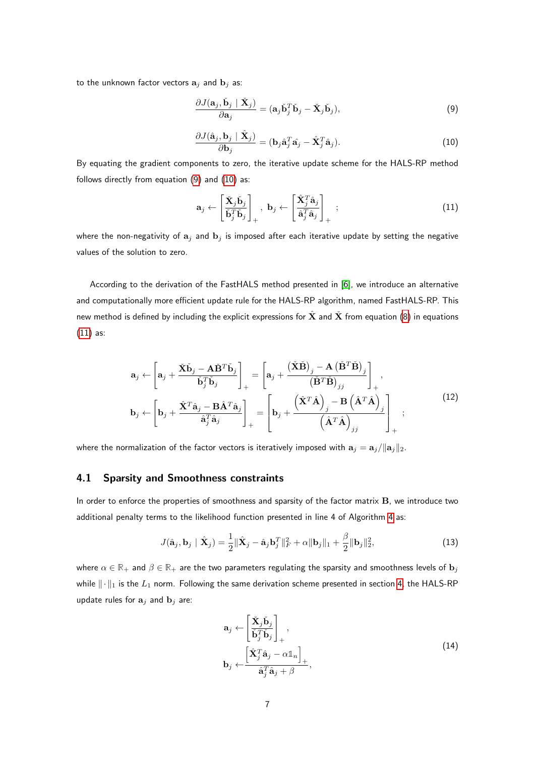to the unknown factor vectors $\mathbf{a}_j$ and $\mathbf{b}_j$ as:

$$\frac{\partial J(\mathbf{a}_j, \check{\mathbf{b}}_j \mid \check{\mathbf{X}}_j)}{\partial \mathbf{a}_j} = (\mathbf{a}_j \check{\mathbf{b}}_j^T \check{\mathbf{b}}_j - \check{\mathbf{X}}_j \check{\mathbf{b}}_j), \tag{9}$$

$$\frac{\partial J(\hat{\mathbf{a}}_j, \mathbf{b}_j \mid \hat{\mathbf{X}}_j)}{\partial \mathbf{b}_j} = (\mathbf{b}_j \hat{\mathbf{a}}_j^T \hat{\mathbf{a}}_j - \hat{\mathbf{X}}_j^T \hat{\mathbf{a}}_j). \tag{10}$$

By equating the gradient components to zero, the iterative update scheme for the HALS-RP method follows directly from equation (9) and (10) as:

$$\mathbf{a}_j \leftarrow \left[ \frac{\check{\mathbf{X}}_j \check{\mathbf{b}}_j}{\check{\mathbf{b}}_j^T \check{\mathbf{b}}_j} \right]_+ , \quad \mathbf{b}_j \leftarrow \left[ \frac{\hat{\mathbf{X}}_j^T \hat{\mathbf{a}}_j}{\hat{\mathbf{a}}_j^T \hat{\mathbf{a}}_j} \right]_+ ; \tag{11}$$

where the non-negativity of $\mathbf{a}_j$ and $\mathbf{b}_j$ is imposed after each iterative update by setting the negative values of the solution to zero.

According to the derivation of the FastHALS method presented in [6], we introduce an alternative and computationally more efficient update rule for the HALS-RP algorithm, named FastHALS-RP. This new method is defined by including the explicit expressions for $\hat{\mathbf{X}}$ and $\check{\mathbf{X}}$ from equation (8) in equations (11) as:

$$\begin{aligned}
\mathbf{a}_j &\leftarrow \left[ \mathbf{a}_j + \frac{\check{\mathbf{X}} \check{\mathbf{b}}_j - \mathbf{A} \check{\mathbf{B}}^T \check{\mathbf{b}}_j}{\check{\mathbf{b}}_j^T \check{\mathbf{b}}_j} \right]_+ = \left[ \mathbf{a}_j + \frac{\left(\check{\mathbf{X}} \check{\mathbf{B}}\right)_j - \mathbf{A} \left(\check{\mathbf{B}}^T \check{\mathbf{B}}\right)_j}{\left(\check{\mathbf{B}}^T \check{\mathbf{B}}\right)_{jj}} \right]_+ , \\
\mathbf{b}_j &\leftarrow \left[ \mathbf{b}_j + \frac{\hat{\mathbf{X}}^T \hat{\mathbf{a}}_j - \mathbf{B} \hat{\mathbf{A}}^T \hat{\mathbf{a}}_j}{\hat{\mathbf{a}}_j^T \hat{\mathbf{a}}_j} \right]_+ = \left[ \mathbf{b}_j + \frac{\left(\hat{\mathbf{X}}^T \hat{\mathbf{A}}\right)_j - \mathbf{B} \left(\hat{\mathbf{A}}^T \hat{\mathbf{A}}\right)_j}{\left(\hat{\mathbf{A}}^T \hat{\mathbf{A}}\right)_{jj}} \right]_+ ;
\end{aligned} \tag{12}$$

where the normalization of the factor vectors is iteratively imposed with $\mathbf{a}_j = \mathbf{a}_j / \|\mathbf{a}_j\|_2$.

### 4.1 Sparsity and Smoothness constraints

In order to enforce the properties of smoothness and sparsity of the factor matrix $\mathbf{B}$, we introduce two additional penalty terms to the likelihood function presented in line 4 of Algorithm 4 as:

$$J(\hat{\mathbf{a}}_j, \mathbf{b}_j \mid \hat{\mathbf{X}}_j) = \frac{1}{2} \|\hat{\mathbf{X}}_j - \hat{\mathbf{a}}_j \mathbf{b}_j^T\|_F^2 + \alpha \|\mathbf{b}_j\|_1 + \frac{\beta}{2} \|\mathbf{b}_j\|_2^2, \tag{13}$$

where $\alpha \in \mathbb{R}_+$ and $\beta \in \mathbb{R}_+$ are the two parameters regulating the sparsity and smoothness levels of $\mathbf{b}_j$ while $\|\cdot\|_1$ is the $L_1$ norm. Following the same derivation scheme presented in section 4, the HALS-RP update rules for $\mathbf{a}_j$ and $\mathbf{b}_j$ are:

$$\begin{aligned}
\mathbf{a}_j &\leftarrow \left[ \frac{\check{\mathbf{X}}_j \check{\mathbf{b}}_j}{\check{\mathbf{b}}_j^T \check{\mathbf{b}}_j} \right]_+ , \\
\mathbf{b}_j &\leftarrow \frac{\left[ \hat{\mathbf{X}}_j^T \hat{\mathbf{a}}_j - \alpha \mathbb{1}_n \right]_+}{\hat{\mathbf{a}}_j^T \hat{\mathbf{a}}_j + \beta},
\end{aligned} \tag{14}$$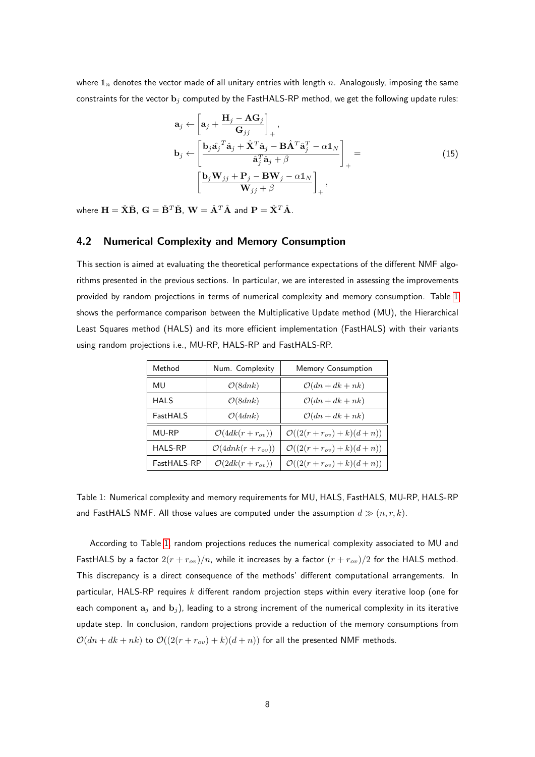where $\mathbb{1}_n$ denotes the vector made of all unitary entries with length $n$. Analogously, imposing the same constraints for the vector $\mathbf{b}_j$ computed by the FastHALS-RP method, we get the following update rules:

$$
\begin{aligned}
\mathbf{a}_j &\leftarrow \left[\mathbf{a}_j + \frac{\mathbf{H}_j - \mathbf{A}\mathbf{G}_j}{\mathbf{G}_{jj}}\right]_+, \\
\mathbf{b}_j &\leftarrow \left[\frac{\mathbf{b}_j \hat{\mathbf{a}}_j{}^T \hat{\mathbf{a}}_j + \hat{\mathbf{X}}^T \hat{\mathbf{a}}_j - \mathbf{B}\hat{\mathbf{A}}^T \hat{\mathbf{a}}_j^T - \alpha \mathbb{1}_N}{\hat{\mathbf{a}}_j^T \hat{\mathbf{a}}_j + \beta}\right]_+ = \\
&\left[\frac{\mathbf{b}_j \mathbf{W}_{jj} + \mathbf{P}_j - \mathbf{B}\mathbf{W}_j - \alpha \mathbb{1}_N}{\mathbf{W}_{jj} + \beta}\right]_+,
\end{aligned}
\tag{15}
$$

where $\mathbf{H} = \check{\mathbf{X}}\check{\mathbf{B}}$, $\mathbf{G} = \check{\mathbf{B}}^T\check{\mathbf{B}}$, $\mathbf{W} = \hat{\mathbf{A}}^T\hat{\mathbf{A}}$ and $\mathbf{P} = \hat{\mathbf{X}}^T\hat{\mathbf{A}}$.

## 4.2 Numerical Complexity and Memory Consumption

This section is aimed at evaluating the theoretical performance expectations of the different NMF algorithms presented in the previous sections. In particular, we are interested in assessing the improvements provided by random projections in terms of numerical complexity and memory consumption. Table 1 shows the performance comparison between the Multiplicative Update method (MU), the Hierarchical Least Squares method (HALS) and its more efficient implementation (FastHALS) with their variants using random projections i.e., MU-RP, HALS-RP and FastHALS-RP.

| Method | Num. Complexity | Memory Consumption |
|---|---|---|
| MU | $\mathcal{O}(8dnk)$ | $\mathcal{O}(dn + dk + nk)$ |
| HALS | $\mathcal{O}(8dnk)$ | $\mathcal{O}(dn + dk + nk)$ |
| FastHALS | $\mathcal{O}(4dnk)$ | $\mathcal{O}(dn + dk + nk)$ |
| MU-RP | $\mathcal{O}(4dk(r + r_{ov}))$ | $\mathcal{O}((2(r + r_{ov}) + k)(d + n))$ |
| HALS-RP | $\mathcal{O}(4dnk(r + r_{ov}))$ | $\mathcal{O}((2(r + r_{ov}) + k)(d + n))$ |
| FastHALS-RP | $\mathcal{O}(2dk(r + r_{ov}))$ | $\mathcal{O}((2(r + r_{ov}) + k)(d + n))$ |

Table 1: Numerical complexity and memory requirements for MU, HALS, FastHALS, MU-RP, HALS-RP and FastHALS NMF. All those values are computed under the assumption $d \gg (n, r, k)$.

According to Table 1, random projections reduces the numerical complexity associated to MU and FastHALS by a factor $2(r + r_{ov})/n$, while it increases by a factor $(r + r_{ov})/2$ for the HALS method. This discrepancy is a direct consequence of the methods' different computational arrangements. In particular, HALS-RP requires $k$ different random projection steps within every iterative loop (one for each component $\mathbf{a}_j$ and $\mathbf{b}_j$), leading to a strong increment of the numerical complexity in its iterative update step. In conclusion, random projections provide a reduction of the memory consumptions from $\mathcal{O}(dn + dk + nk)$ to $\mathcal{O}((2(r + r_{ov}) + k)(d + n))$ for all the presented NMF methods.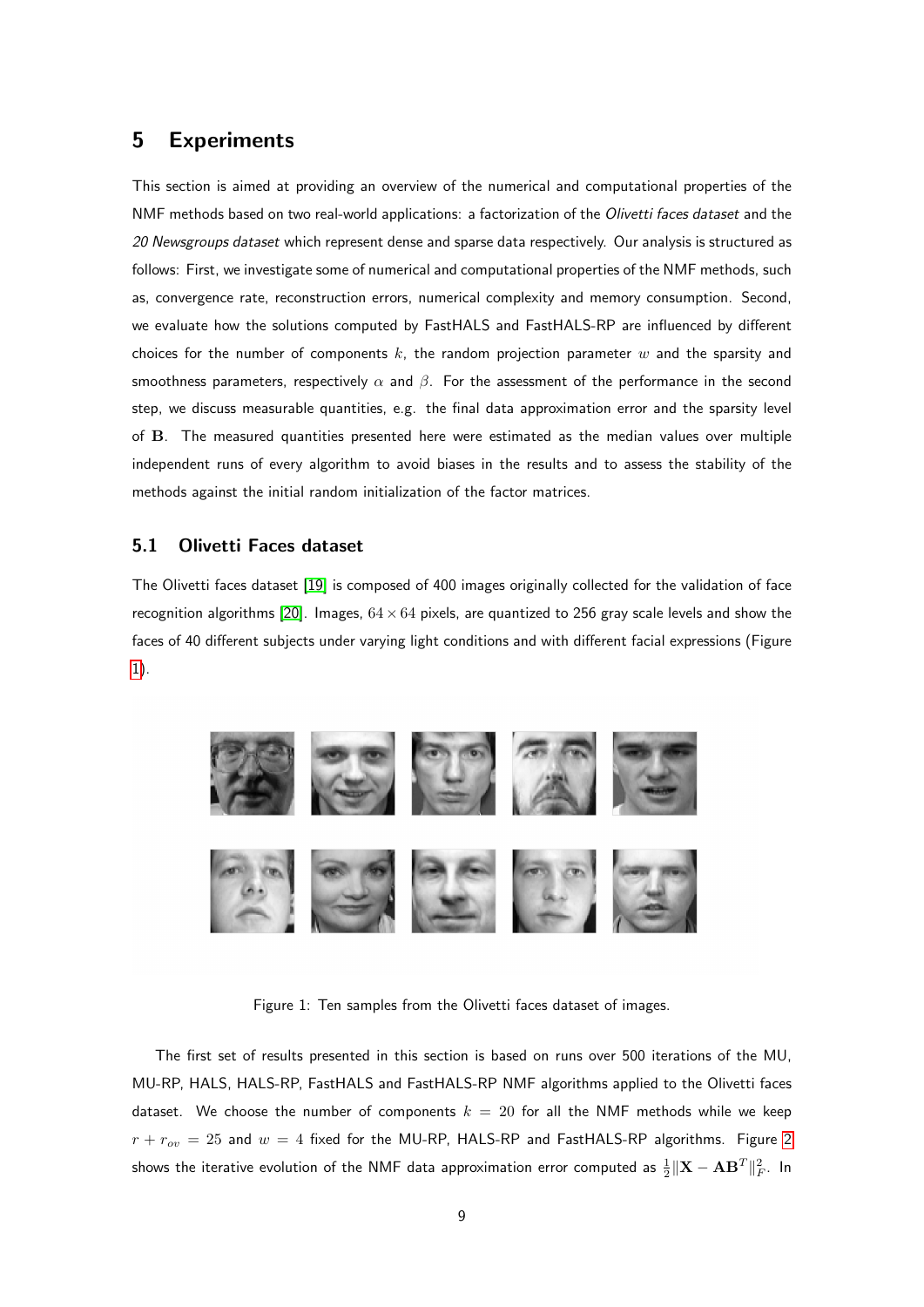## 5 Experiments

This section is aimed at providing an overview of the numerical and computational properties of the NMF methods based on two real-world applications: a factorization of the *Olivetti faces dataset* and the *20 Newsgroups dataset* which represent dense and sparse data respectively. Our analysis is structured as follows: First, we investigate some of numerical and computational properties of the NMF methods, such as, convergence rate, reconstruction errors, numerical complexity and memory consumption. Second, we evaluate how the solutions computed by FastHALS and FastHALS-RP are influenced by different choices for the number of components $k$, the random projection parameter $w$ and the sparsity and smoothness parameters, respectively $\alpha$ and $\beta$. For the assessment of the performance in the second step, we discuss measurable quantities, e.g. the final data approximation error and the sparsity level of $\mathbf{B}$. The measured quantities presented here were estimated as the median values over multiple independent runs of every algorithm to avoid biases in the results and to assess the stability of the methods against the initial random initialization of the factor matrices.

### 5.1 Olivetti Faces dataset

The Olivetti faces dataset [19] is composed of 400 images originally collected for the validation of face recognition algorithms [20]. Images, $64 \times 64$ pixels, are quantized to 256 gray scale levels and show the faces of 40 different subjects under varying light conditions and with different facial expressions (Figure 1).

Figure 1: Ten samples from the Olivetti faces dataset of images.

The first set of results presented in this section is based on runs over 500 iterations of the MU, MU-RP, HALS, HALS-RP, FastHALS and FastHALS-RP NMF algorithms applied to the Olivetti faces dataset. We choose the number of components $k = 20$ for all the NMF methods while we keep $r + r_{ov} = 25$ and $w = 4$ fixed for the MU-RP, HALS-RP and FastHALS-RP algorithms. Figure 2 shows the iterative evolution of the NMF data approximation error computed as $\frac{1}{2}\|\mathbf{X} - \mathbf{A}\mathbf{B}^T\|_F^2$. In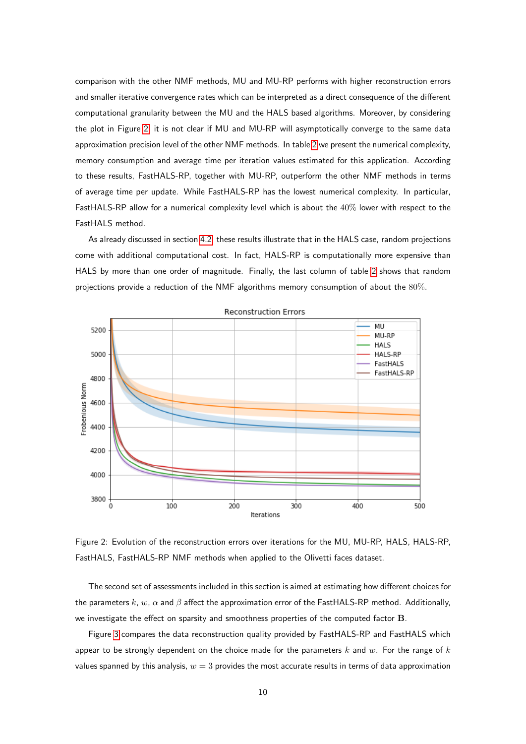comparison with the other NMF methods, MU and MU-RP performs with higher reconstruction errors and smaller iterative convergence rates which can be interpreted as a direct consequence of the different computational granularity between the MU and the HALS based algorithms. Moreover, by considering the plot in Figure 2, it is not clear if MU and MU-RP will asymptotically converge to the same data approximation precision level of the other NMF methods. In table 2 we present the numerical complexity, memory consumption and average time per iteration values estimated for this application. According to these results, FastHALS-RP, together with MU-RP, outperform the other NMF methods in terms of average time per update. While FastHALS-RP has the lowest numerical complexity. In particular, FastHALS-RP allow for a numerical complexity level which is about the $40\%$ lower with respect to the FastHALS method.

As already discussed in section 4.2, these results illustrate that in the HALS case, random projections come with additional computational cost. In fact, HALS-RP is computationally more expensive than HALS by more than one order of magnitude. Finally, the last column of table 2 shows that random projections provide a reduction of the NMF algorithms memory consumption of about the $80\%$.

Figure 2: Evolution of the reconstruction errors over iterations for the MU, MU-RP, HALS, HALS-RP, FastHALS, FastHALS-RP NMF methods when applied to the Olivetti faces dataset.

The second set of assessments included in this section is aimed at estimating how different choices for the parameters $k$, $w$, $\alpha$ and $\beta$ affect the approximation error of the FastHALS-RP method. Additionally, we investigate the effect on sparsity and smoothness properties of the computed factor $\mathbf{B}$.

Figure 3 compares the data reconstruction quality provided by FastHALS-RP and FastHALS which appear to be strongly dependent on the choice made for the parameters $k$ and $w$. For the range of $k$ values spanned by this analysis, $w = 3$ provides the most accurate results in terms of data approximation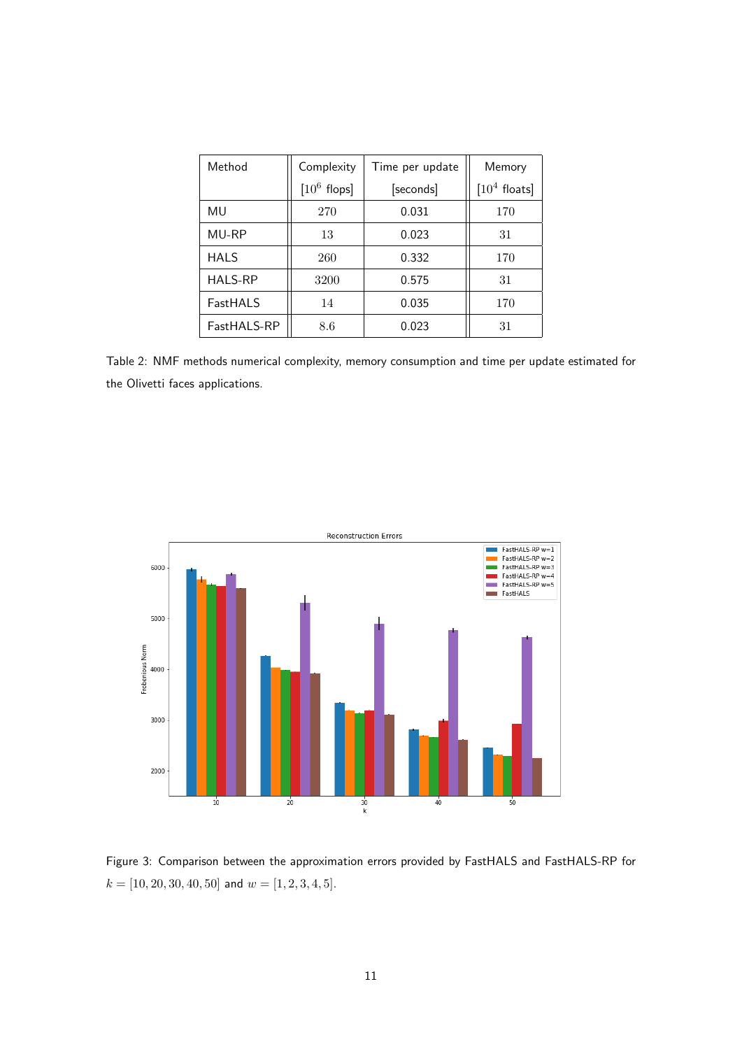| Method | Complexity [$10^6$ flops] | Time per update [seconds] | Memory [$10^4$ floats] |
|---|---|---|---|
| MU | 270 | 0.031 | 170 |
| MU-RP | 13 | 0.023 | 31 |
| HALS | 260 | 0.332 | 170 |
| HALS-RP | 3200 | 0.575 | 31 |
| FastHALS | 14 | 0.035 | 170 |
| FastHALS-RP | 8.6 | 0.023 | 31 |

Table 2: NMF methods numerical complexity, memory consumption and time per update estimated for the Olivetti faces applications.

Figure 3: Comparison between the approximation errors provided by FastHALS and FastHALS-RP for $k = [10, 20, 30, 40, 50]$ and $w = [1, 2, 3, 4, 5]$.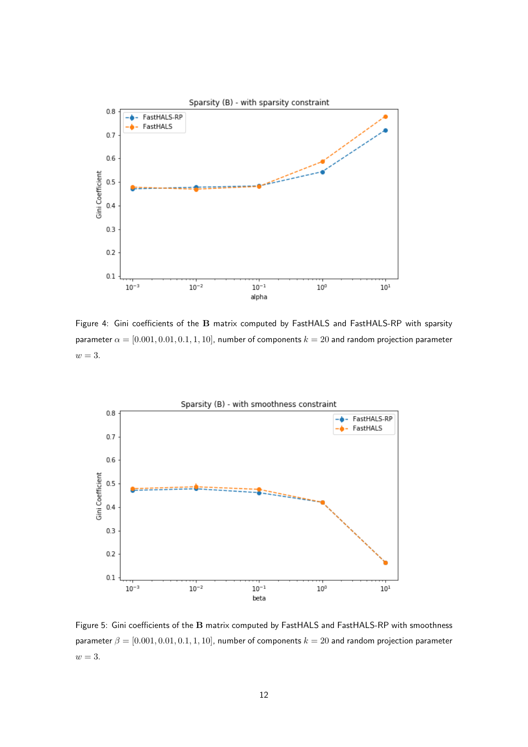Figure 4: Gini coefficients of the $\mathbf{B}$ matrix computed by FastHALS and FastHALS-RP with sparsity parameter $\alpha = [0.001, 0.01, 0.1, 1, 10]$, number of components $k = 20$ and random projection parameter $w = 3$.

Figure 5: Gini coefficients of the $\mathbf{B}$ matrix computed by FastHALS and FastHALS-RP with smoothness parameter $\beta = [0.001, 0.01, 0.1, 1, 10]$, number of components $k = 20$ and random projection parameter $w = 3$.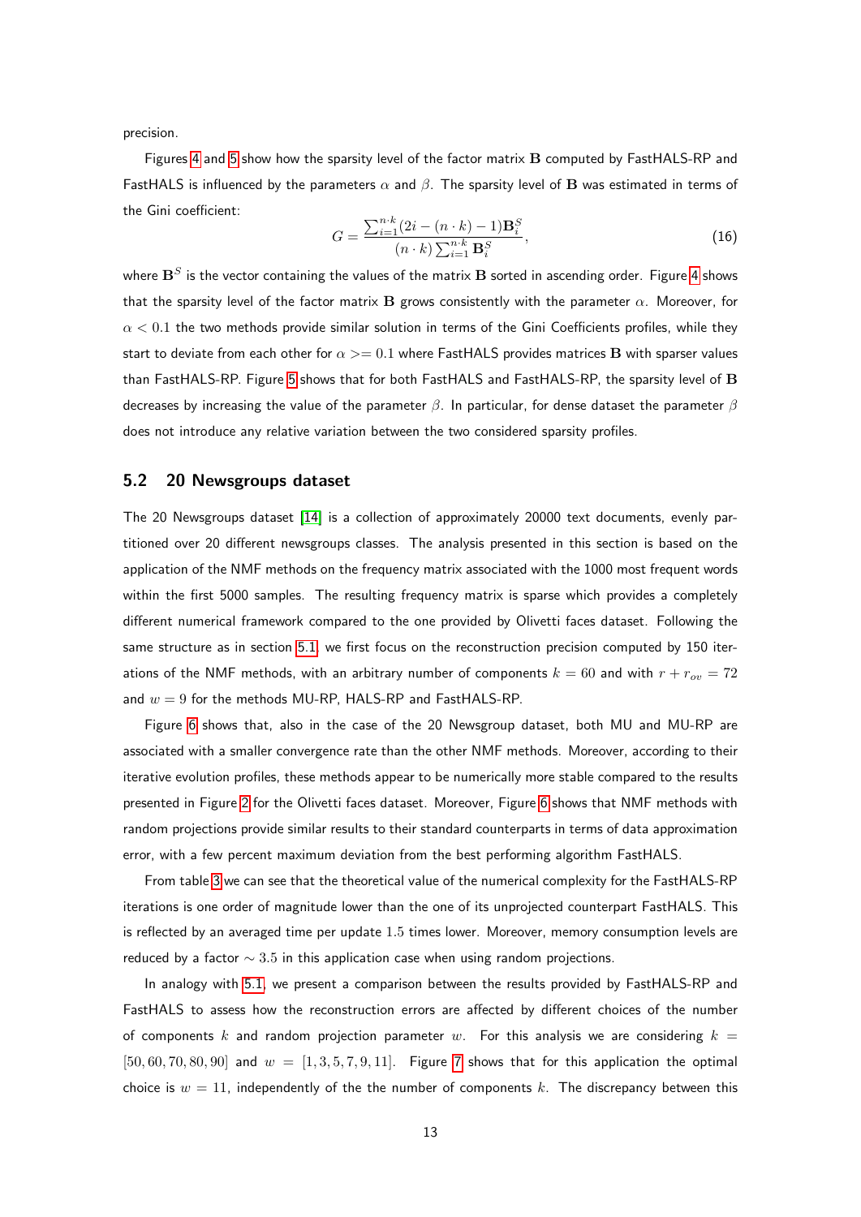precision.

Figures 4 and 5 show how the sparsity level of the factor matrix $\mathbf{B}$ computed by FastHALS-RP and FastHALS is influenced by the parameters $\alpha$ and $\beta$. The sparsity level of $\mathbf{B}$ was estimated in terms of the Gini coefficient:

$$G = \frac{\sum_{i=1}^{n \cdot k} (2i - (n \cdot k) - 1) \mathbf{B}_i^S}{(n \cdot k) \sum_{i=1}^{n \cdot k} \mathbf{B}_i^S}, \tag{16}$$

where $\mathbf{B}^S$ is the vector containing the values of the matrix $\mathbf{B}$ sorted in ascending order. Figure 4 shows that the sparsity level of the factor matrix $\mathbf{B}$ grows consistently with the parameter $\alpha$. Moreover, for $\alpha < 0.1$ the two methods provide similar solution in terms of the Gini Coefficients profiles, while they start to deviate from each other for $\alpha >= 0.1$ where FastHALS provides matrices $\mathbf{B}$ with sparser values than FastHALS-RP. Figure 5 shows that for both FastHALS and FastHALS-RP, the sparsity level of $\mathbf{B}$ decreases by increasing the value of the parameter $\beta$. In particular, for dense dataset the parameter $\beta$ does not introduce any relative variation between the two considered sparsity profiles.

## 5.2 20 Newsgroups dataset

The 20 Newsgroups dataset [14] is a collection of approximately 20000 text documents, evenly partitioned over 20 different newsgroups classes. The analysis presented in this section is based on the application of the NMF methods on the frequency matrix associated with the 1000 most frequent words within the first 5000 samples. The resulting frequency matrix is sparse which provides a completely different numerical framework compared to the one provided by Olivetti faces dataset. Following the same structure as in section 5.1, we first focus on the reconstruction precision computed by 150 iterations of the NMF methods, with an arbitrary number of components $k = 60$ and with $r + r_{ov} = 72$ and $w = 9$ for the methods MU-RP, HALS-RP and FastHALS-RP.

Figure 6 shows that, also in the case of the 20 Newsgroup dataset, both MU and MU-RP are associated with a smaller convergence rate than the other NMF methods. Moreover, according to their iterative evolution profiles, these methods appear to be numerically more stable compared to the results presented in Figure 2 for the Olivetti faces dataset. Moreover, Figure 6 shows that NMF methods with random projections provide similar results to their standard counterparts in terms of data approximation error, with a few percent maximum deviation from the best performing algorithm FastHALS.

From table 3 we can see that the theoretical value of the numerical complexity for the FastHALS-RP iterations is one order of magnitude lower than the one of its unprojected counterpart FastHALS. This is reflected by an averaged time per update $1.5$ times lower. Moreover, memory consumption levels are reduced by a factor $\sim 3.5$ in this application case when using random projections.

In analogy with 5.1, we present a comparison between the results provided by FastHALS-RP and FastHALS to assess how the reconstruction errors are affected by different choices of the number of components $k$ and random projection parameter $w$. For this analysis we are considering $k = [50, 60, 70, 80, 90]$ and $w = [1, 3, 5, 7, 9, 11]$. Figure 7 shows that for this application the optimal choice is $w = 11$, independently of the the number of components $k$. The discrepancy between this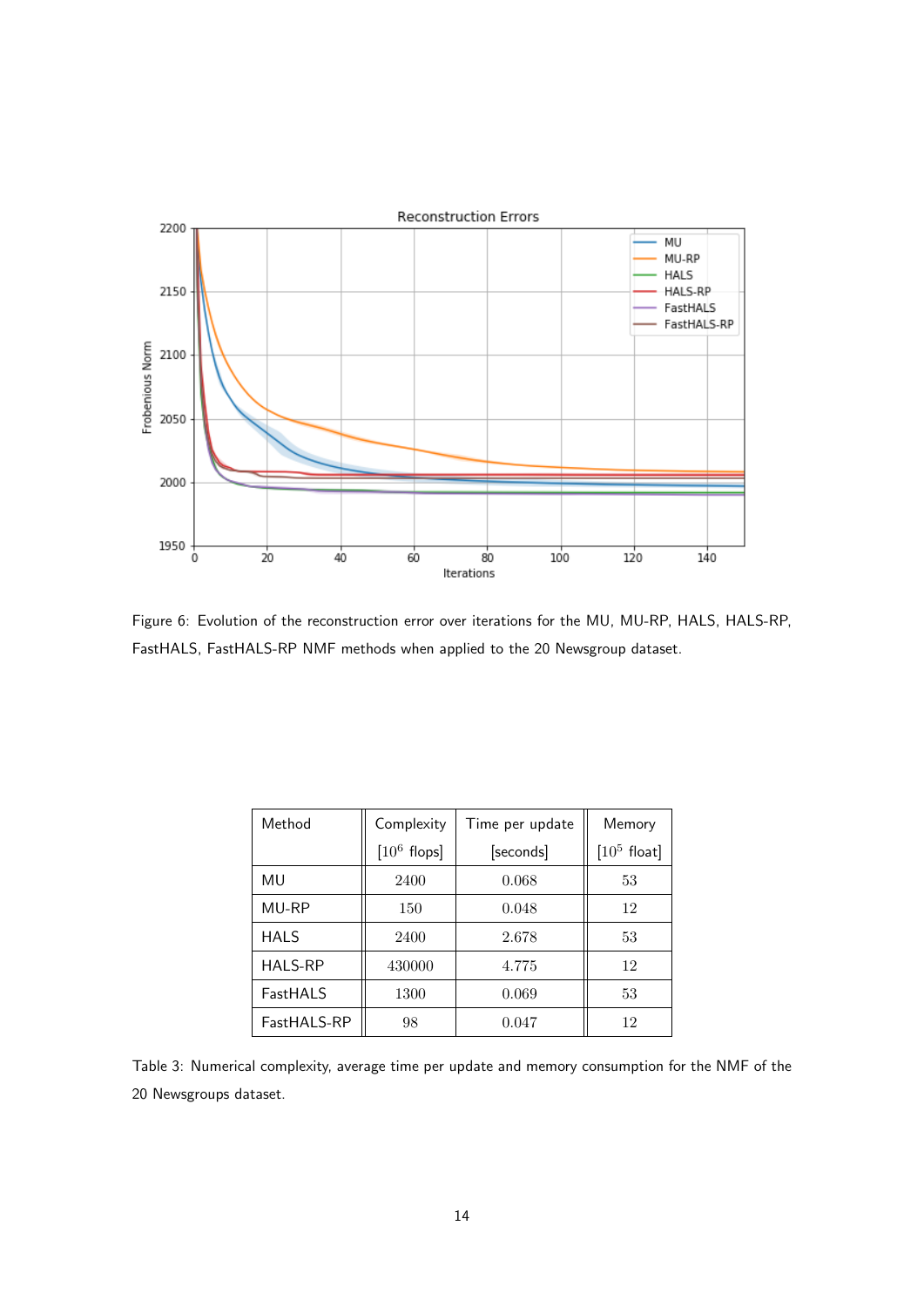Figure 6: Evolution of the reconstruction error over iterations for the MU, MU-RP, HALS, HALS-RP, FastHALS, FastHALS-RP NMF methods when applied to the 20 Newsgroup dataset.

| Method | Complexity $[10^6$ flops] | Time per update [seconds] | Memory $[10^5$ float] |
| --- | --- | --- | --- |
| MU | 2400 | 0.068 | 53 |
| MU-RP | 150 | 0.048 | 12 |
| HALS | 2400 | 2.678 | 53 |
| HALS-RP | 430000 | 4.775 | 12 |
| FastHALS | 1300 | 0.069 | 53 |
| FastHALS-RP | 98 | 0.047 | 12 |

Table 3: Numerical complexity, average time per update and memory consumption for the NMF of the 20 Newsgroups dataset.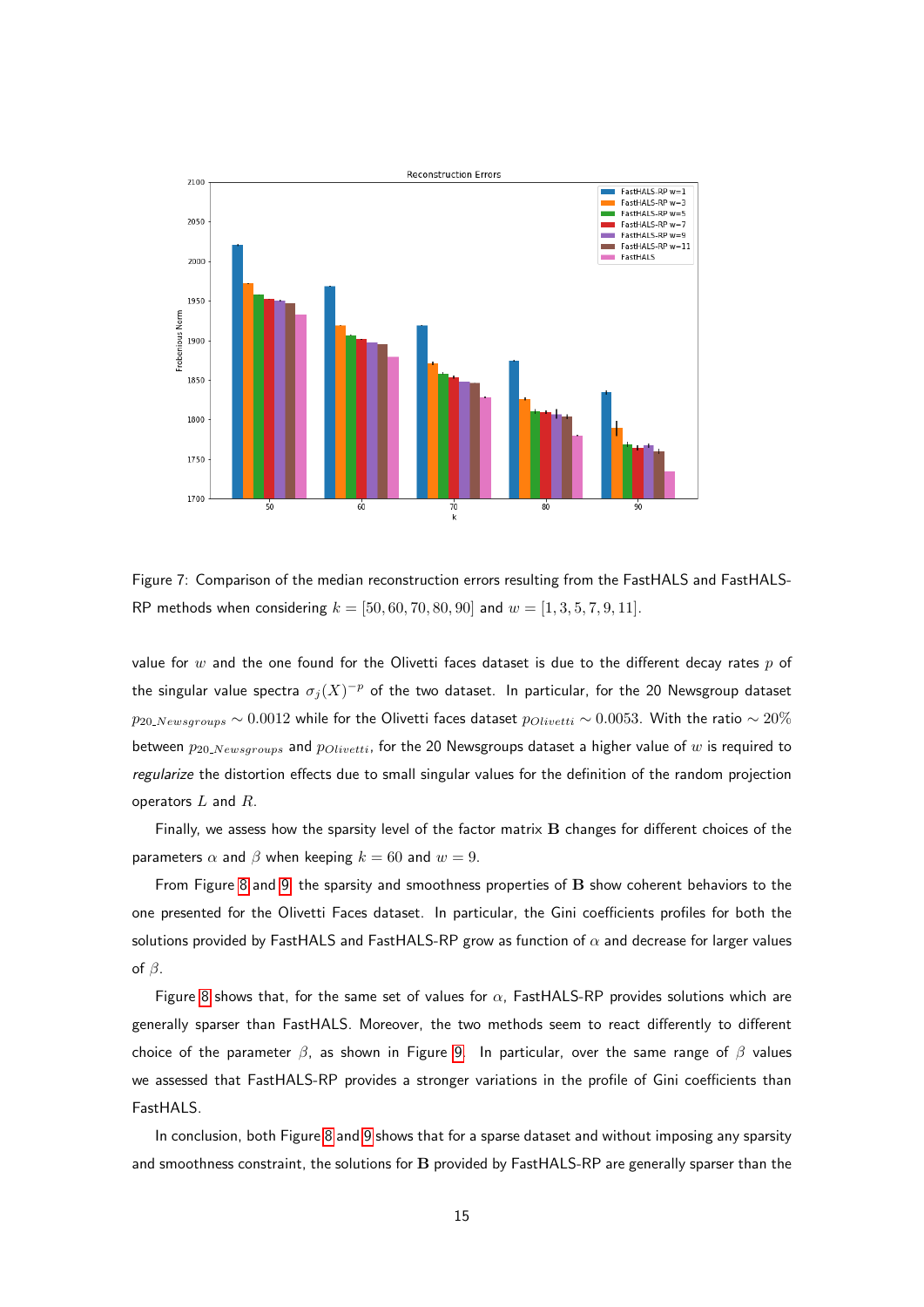Figure 7: Comparison of the median reconstruction errors resulting from the FastHALS and FastHALS-RP methods when considering $k = [50, 60, 70, 80, 90]$ and $w = [1, 3, 5, 7, 9, 11]$.

value for $w$ and the one found for the Olivetti faces dataset is due to the different decay rates $p$ of the singular value spectra $\sigma_j(X)^{-p}$ of the two dataset. In particular, for the 20 Newsgroup dataset $p_{20\_Newsgroups} \sim 0.0012$ while for the Olivetti faces dataset $p_{Olivetti} \sim 0.0053$. With the ratio $\sim 20\%$ between $p_{20\_Newsgroups}$ and $p_{Olivetti}$, for the 20 Newsgroups dataset a higher value of $w$ is required to *regularize* the distortion effects due to small singular values for the definition of the random projection operators $L$ and $R$.

Finally, we assess how the sparsity level of the factor matrix $\mathbf{B}$ changes for different choices of the parameters $\alpha$ and $\beta$ when keeping $k = 60$ and $w = 9$.

From Figure 8 and 9, the sparsity and smoothness properties of $\mathbf{B}$ show coherent behaviors to the one presented for the Olivetti Faces dataset. In particular, the Gini coefficients profiles for both the solutions provided by FastHALS and FastHALS-RP grow as function of $\alpha$ and decrease for larger values of $\beta$.

Figure 8 shows that, for the same set of values for $\alpha$, FastHALS-RP provides solutions which are generally sparser than FastHALS. Moreover, the two methods seem to react differently to different choice of the parameter $\beta$, as shown in Figure 9. In particular, over the same range of $\beta$ values we assessed that FastHALS-RP provides a stronger variations in the profile of Gini coefficients than FastHALS.

In conclusion, both Figure 8 and 9 shows that for a sparse dataset and without imposing any sparsity and smoothness constraint, the solutions for $\mathbf{B}$ provided by FastHALS-RP are generally sparser than the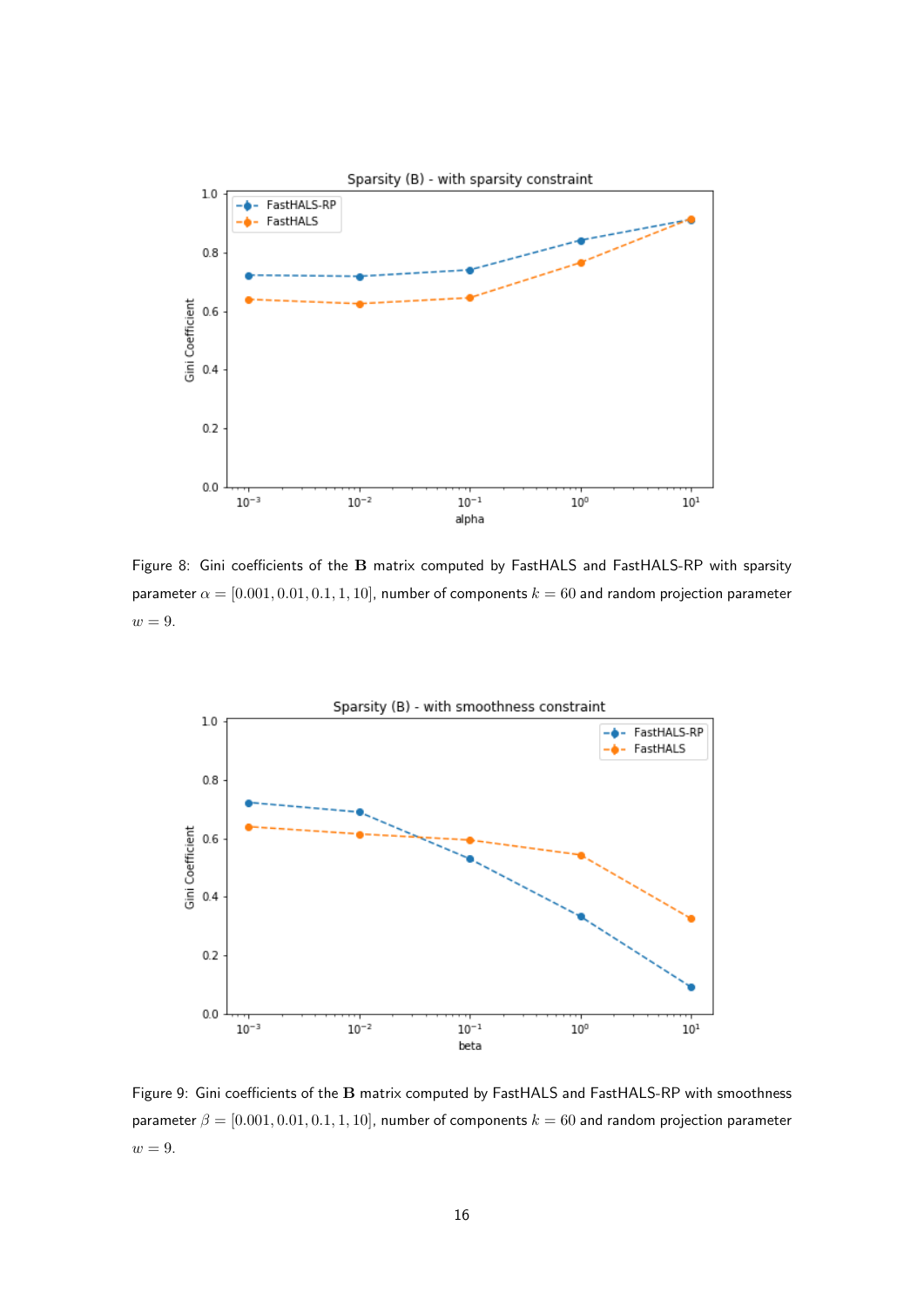Figure 8: Gini coefficients of the $\mathbf{B}$ matrix computed by FastHALS and FastHALS-RP with sparsity parameter $\alpha = [0.001, 0.01, 0.1, 1, 10]$, number of components $k = 60$ and random projection parameter $w = 9$.

Figure 9: Gini coefficients of the $\mathbf{B}$ matrix computed by FastHALS and FastHALS-RP with smoothness parameter $\beta = [0.001, 0.01, 0.1, 1, 10]$, number of components $k = 60$ and random projection parameter $w = 9$.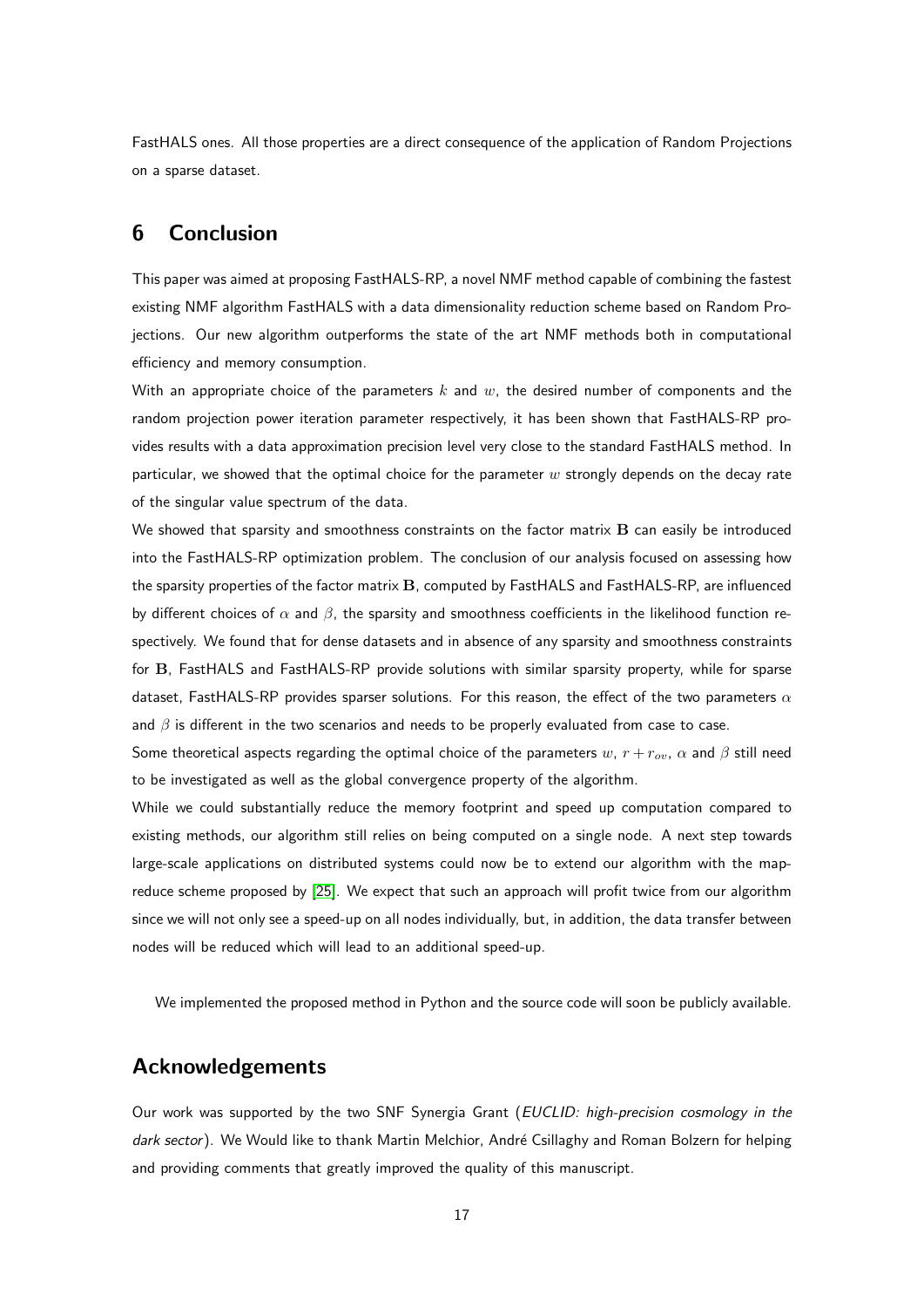FastHALS ones. All those properties are a direct consequence of the application of Random Projections on a sparse dataset.

# 6 Conclusion

This paper was aimed at proposing FastHALS-RP, a novel NMF method capable of combining the fastest existing NMF algorithm FastHALS with a data dimensionality reduction scheme based on Random Projections. Our new algorithm outperforms the state of the art NMF methods both in computational efficiency and memory consumption.

With an appropriate choice of the parameters $k$ and $w$, the desired number of components and the random projection power iteration parameter respectively, it has been shown that FastHALS-RP provides results with a data approximation precision level very close to the standard FastHALS method. In particular, we showed that the optimal choice for the parameter $w$ strongly depends on the decay rate of the singular value spectrum of the data.

We showed that sparsity and smoothness constraints on the factor matrix $\mathbf{B}$ can easily be introduced into the FastHALS-RP optimization problem. The conclusion of our analysis focused on assessing how the sparsity properties of the factor matrix $\mathbf{B}$, computed by FastHALS and FastHALS-RP, are influenced by different choices of $\alpha$ and $\beta$, the sparsity and smoothness coefficients in the likelihood function respectively. We found that for dense datasets and in absence of any sparsity and smoothness constraints for $\mathbf{B}$, FastHALS and FastHALS-RP provide solutions with similar sparsity property, while for sparse dataset, FastHALS-RP provides sparser solutions. For this reason, the effect of the two parameters $\alpha$ and $\beta$ is different in the two scenarios and needs to be properly evaluated from case to case.

Some theoretical aspects regarding the optimal choice of the parameters $w$, $r + r_{ov}$, $\alpha$ and $\beta$ still need to be investigated as well as the global convergence property of the algorithm.

While we could substantially reduce the memory footprint and speed up computation compared to existing methods, our algorithm still relies on being computed on a single node. A next step towards large-scale applications on distributed systems could now be to extend our algorithm with the map-reduce scheme proposed by [25]. We expect that such an approach will profit twice from our algorithm since we will not only see a speed-up on all nodes individually, but, in addition, the data transfer between nodes will be reduced which will lead to an additional speed-up.

We implemented the proposed method in Python and the source code will soon be publicly available.

# Acknowledgements

Our work was supported by the two SNF Synergia Grant (*EUCLID: high-precision cosmology in the dark sector*). We Would like to thank Martin Melchior, André Csillaghy and Roman Bolzern for helping and providing comments that greatly improved the quality of this manuscript.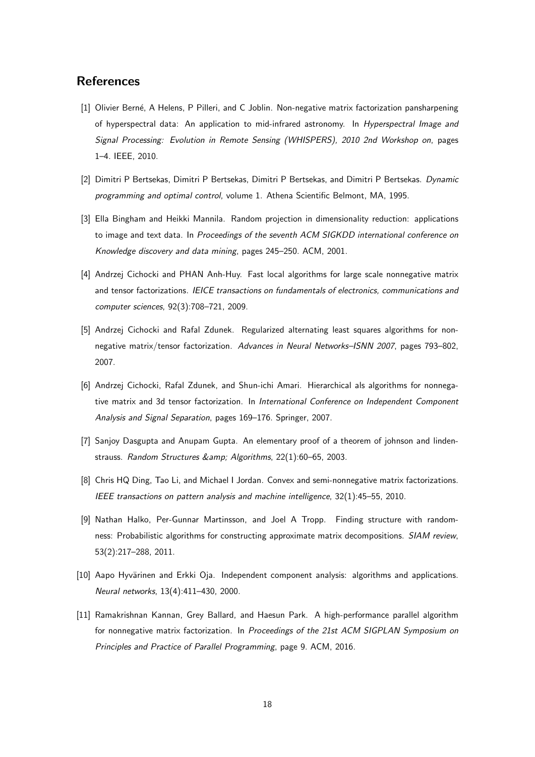## References

[1] Olivier Berné, A Helens, P Pilleri, and C Joblin. Non-negative matrix factorization pansharpening of hyperspectral data: An application to mid-infrared astronomy. In *Hyperspectral Image and Signal Processing: Evolution in Remote Sensing (WHISPERS), 2010 2nd Workshop on*, pages 1–4. IEEE, 2010.

[2] Dimitri P Bertsekas, Dimitri P Bertsekas, Dimitri P Bertsekas, and Dimitri P Bertsekas. *Dynamic programming and optimal control*, volume 1. Athena Scientific Belmont, MA, 1995.

[3] Ella Bingham and Heikki Mannila. Random projection in dimensionality reduction: applications to image and text data. In *Proceedings of the seventh ACM SIGKDD international conference on Knowledge discovery and data mining*, pages 245–250. ACM, 2001.

[4] Andrzej Cichocki and PHAN Anh-Huy. Fast local algorithms for large scale nonnegative matrix and tensor factorizations. *IEICE transactions on fundamentals of electronics, communications and computer sciences*, 92(3):708–721, 2009.

[5] Andrzej Cichocki and Rafal Zdunek. Regularized alternating least squares algorithms for non-negative matrix/tensor factorization. *Advances in Neural Networks–ISNN 2007*, pages 793–802, 2007.

[6] Andrzej Cichocki, Rafal Zdunek, and Shun-ichi Amari. Hierarchical als algorithms for nonnegative matrix and 3d tensor factorization. In *International Conference on Independent Component Analysis and Signal Separation*, pages 169–176. Springer, 2007.

[7] Sanjoy Dasgupta and Anupam Gupta. An elementary proof of a theorem of johnson and lindenstrauss. *Random Structures &amp; Algorithms*, 22(1):60–65, 2003.

[8] Chris HQ Ding, Tao Li, and Michael I Jordan. Convex and semi-nonnegative matrix factorizations. *IEEE transactions on pattern analysis and machine intelligence*, 32(1):45–55, 2010.

[9] Nathan Halko, Per-Gunnar Martinsson, and Joel A Tropp. Finding structure with randomness: Probabilistic algorithms for constructing approximate matrix decompositions. *SIAM review*, 53(2):217–288, 2011.

[10] Aapo Hyvärinen and Erkki Oja. Independent component analysis: algorithms and applications. *Neural networks*, 13(4):411–430, 2000.

[11] Ramakrishnan Kannan, Grey Ballard, and Haesun Park. A high-performance parallel algorithm for nonnegative matrix factorization. In *Proceedings of the 21st ACM SIGPLAN Symposium on Principles and Practice of Parallel Programming*, page 9. ACM, 2016.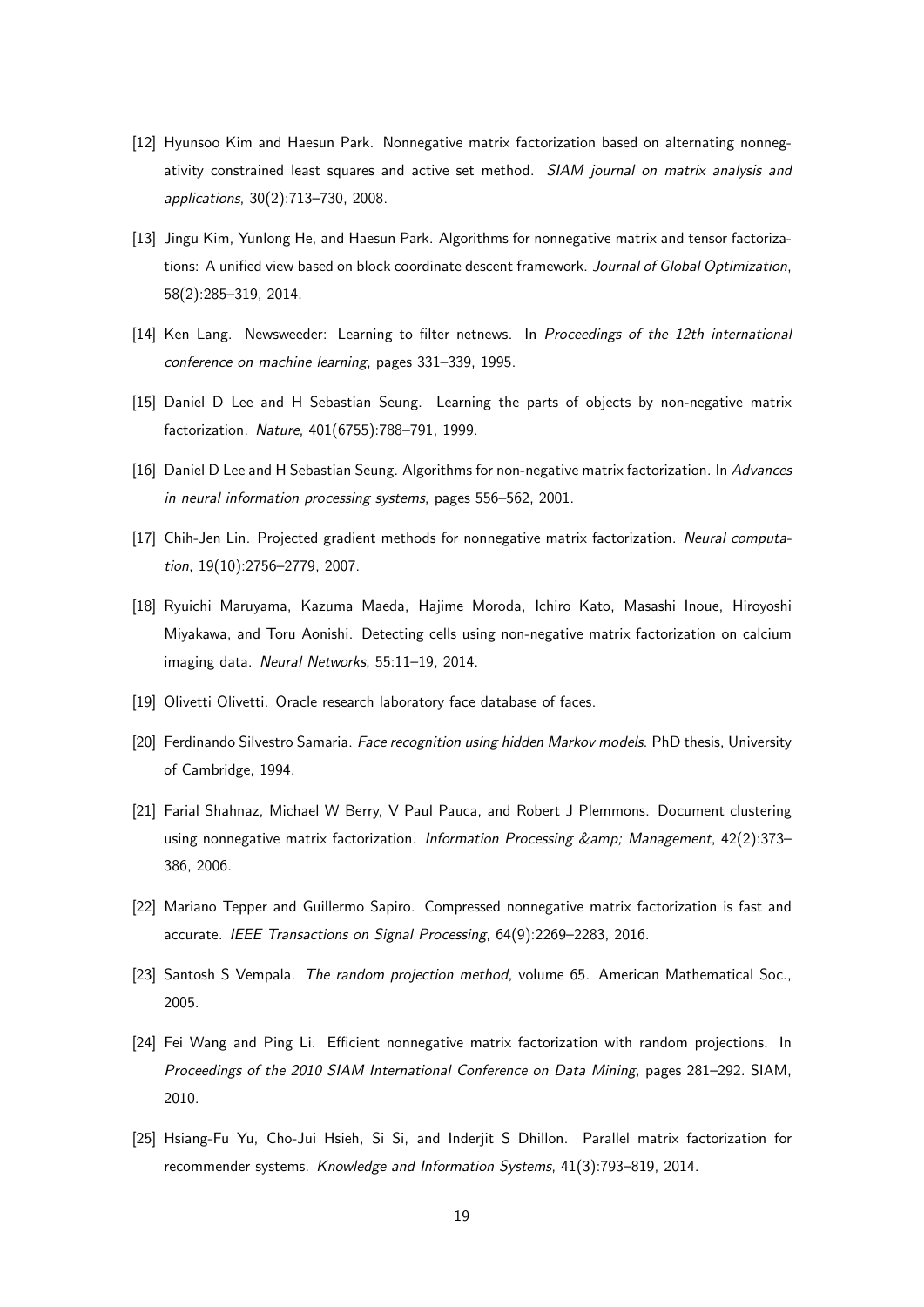[12] Hyunsoo Kim and Haesun Park. Nonnegative matrix factorization based on alternating nonnegativity constrained least squares and active set method. *SIAM journal on matrix analysis and applications*, 30(2):713–730, 2008.

[13] Jingu Kim, Yunlong He, and Haesun Park. Algorithms for nonnegative matrix and tensor factorizations: A unified view based on block coordinate descent framework. *Journal of Global Optimization*, 58(2):285–319, 2014.

[14] Ken Lang. Newsweeder: Learning to filter netnews. In *Proceedings of the 12th international conference on machine learning*, pages 331–339, 1995.

[15] Daniel D Lee and H Sebastian Seung. Learning the parts of objects by non-negative matrix factorization. *Nature*, 401(6755):788–791, 1999.

[16] Daniel D Lee and H Sebastian Seung. Algorithms for non-negative matrix factorization. In *Advances in neural information processing systems*, pages 556–562, 2001.

[17] Chih-Jen Lin. Projected gradient methods for nonnegative matrix factorization. *Neural computation*, 19(10):2756–2779, 2007.

[18] Ryuichi Maruyama, Kazuma Maeda, Hajime Moroda, Ichiro Kato, Masashi Inoue, Hiroyoshi Miyakawa, and Toru Aonishi. Detecting cells using non-negative matrix factorization on calcium imaging data. *Neural Networks*, 55:11–19, 2014.

[19] Olivetti Olivetti. Oracle research laboratory face database of faces.

[20] Ferdinando Silvestro Samaria. *Face recognition using hidden Markov models*. PhD thesis, University of Cambridge, 1994.

[21] Farial Shahnaz, Michael W Berry, V Paul Pauca, and Robert J Plemmons. Document clustering using nonnegative matrix factorization. *Information Processing &amp; Management*, 42(2):373–386, 2006.

[22] Mariano Tepper and Guillermo Sapiro. Compressed nonnegative matrix factorization is fast and accurate. *IEEE Transactions on Signal Processing*, 64(9):2269–2283, 2016.

[23] Santosh S Vempala. *The random projection method*, volume 65. American Mathematical Soc., 2005.

[24] Fei Wang and Ping Li. Efficient nonnegative matrix factorization with random projections. In *Proceedings of the 2010 SIAM International Conference on Data Mining*, pages 281–292. SIAM, 2010.

[25] Hsiang-Fu Yu, Cho-Jui Hsieh, Si Si, and Inderjit S Dhillon. Parallel matrix factorization for recommender systems. *Knowledge and Information Systems*, 41(3):793–819, 2014.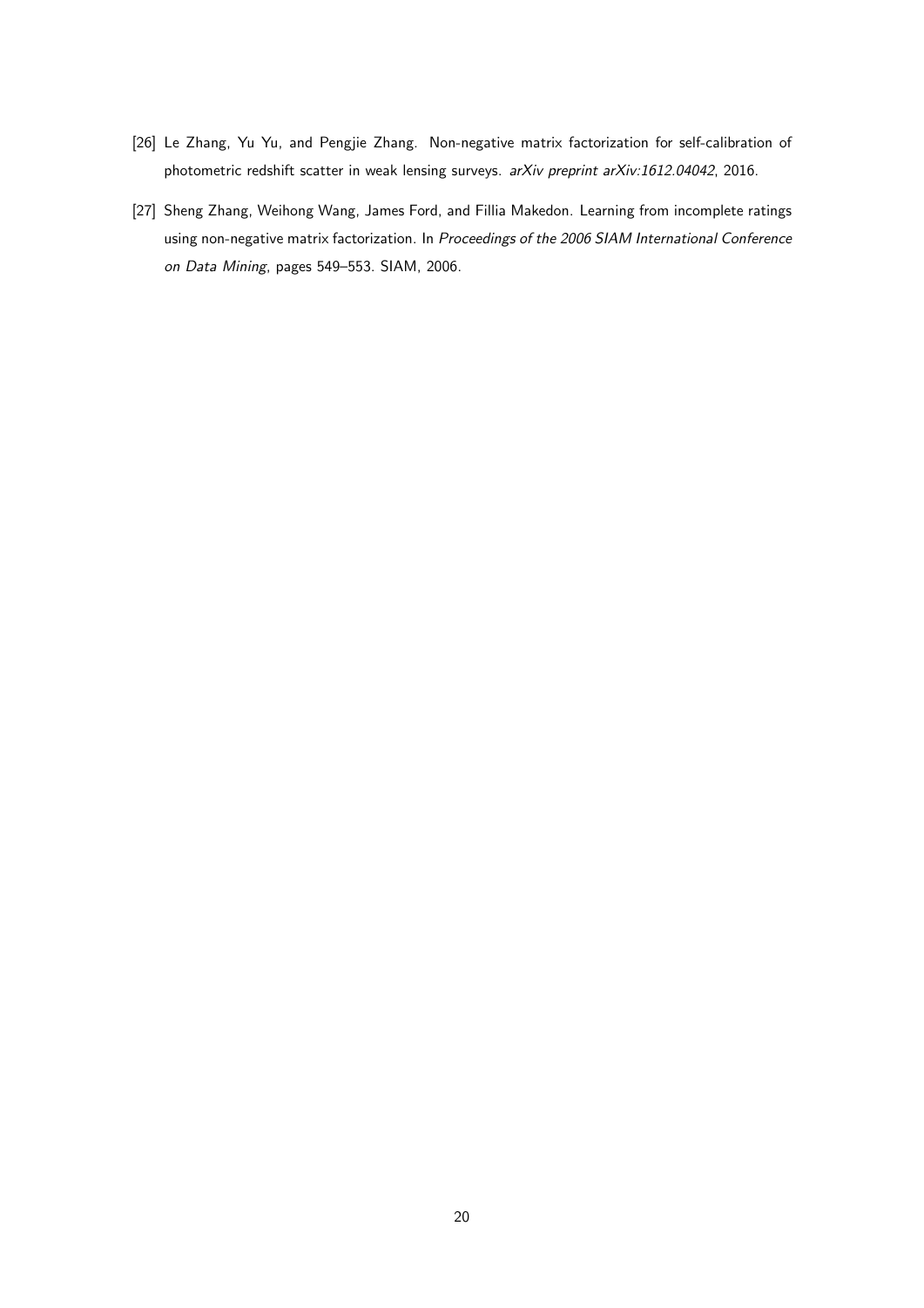[26] Le Zhang, Yu Yu, and Pengjie Zhang. Non-negative matrix factorization for self-calibration of photometric redshift scatter in weak lensing surveys. *arXiv preprint arXiv:1612.04042*, 2016.

[27] Sheng Zhang, Weihong Wang, James Ford, and Fillia Makedon. Learning from incomplete ratings using non-negative matrix factorization. In *Proceedings of the 2006 SIAM International Conference on Data Mining*, pages 549–553. SIAM, 2006.